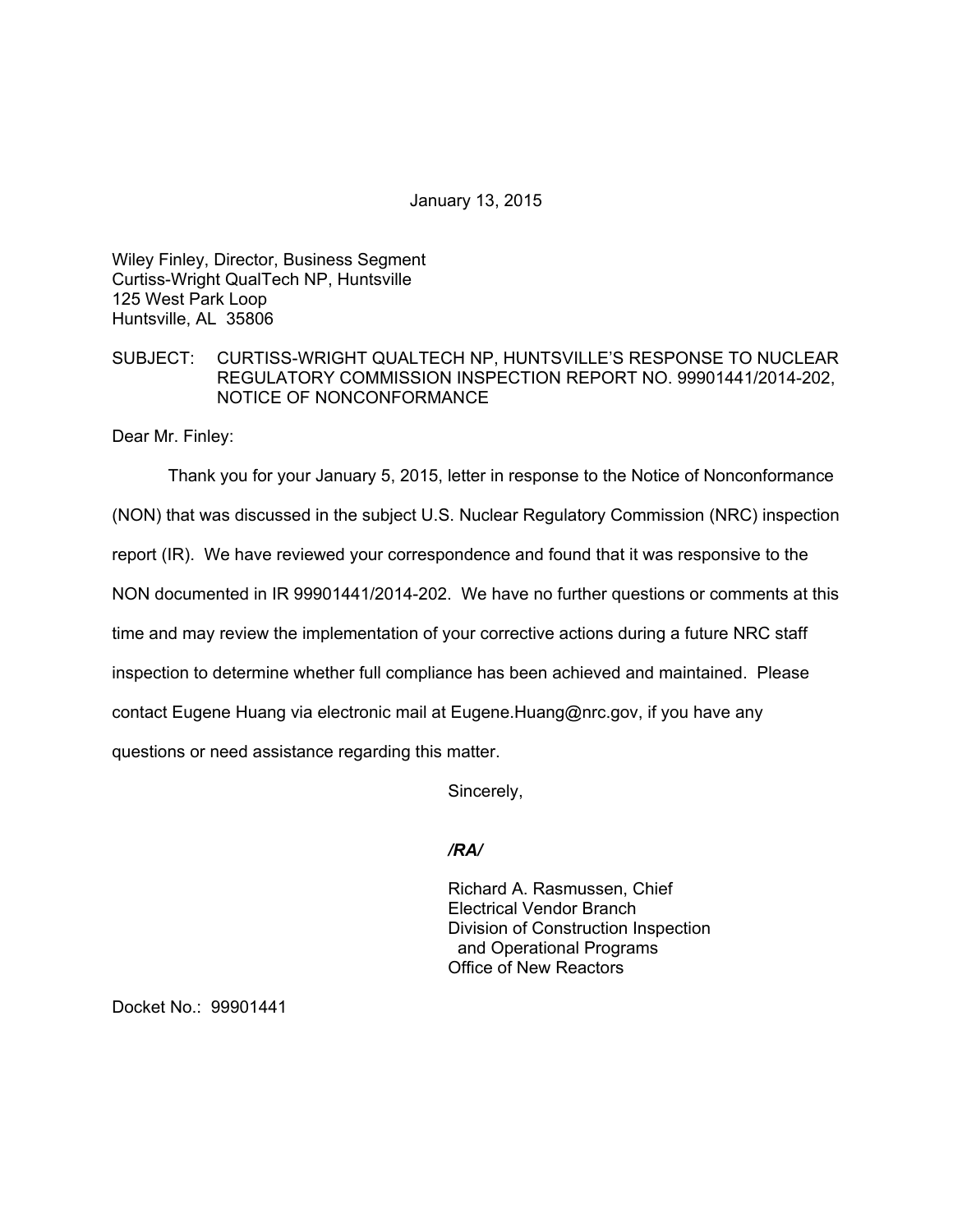January 13, 2015

Wiley Finley, Director, Business Segment
Curtiss-Wright QualTech NP, Huntsville
125 West Park Loop
Huntsville, AL 35806

SUBJECT: CURTISS-WRIGHT QUALTECH NP, HUNTSVILLE'S RESPONSE TO NUCLEAR REGULATORY COMMISSION INSPECTION REPORT NO. 99901441/2014-202, NOTICE OF NONCONFORMANCE

Dear Mr. Finley:

Thank you for your January 5, 2015, letter in response to the Notice of Nonconformance (NON) that was discussed in the subject U.S. Nuclear Regulatory Commission (NRC) inspection report (IR). We have reviewed your correspondence and found that it was responsive to the NON documented in IR 99901441/2014-202. We have no further questions or comments at this time and may review the implementation of your corrective actions during a future NRC staff inspection to determine whether full compliance has been achieved and maintained. Please contact Eugene Huang via electronic mail at Eugene.Huang@nrc.gov, if you have any questions or need assistance regarding this matter.

Sincerely,

*/RA/*

Richard A. Rasmussen, Chief
Electrical Vendor Branch
Division of Construction Inspection
and Operational Programs
Office of New Reactors

Docket No.: 99901441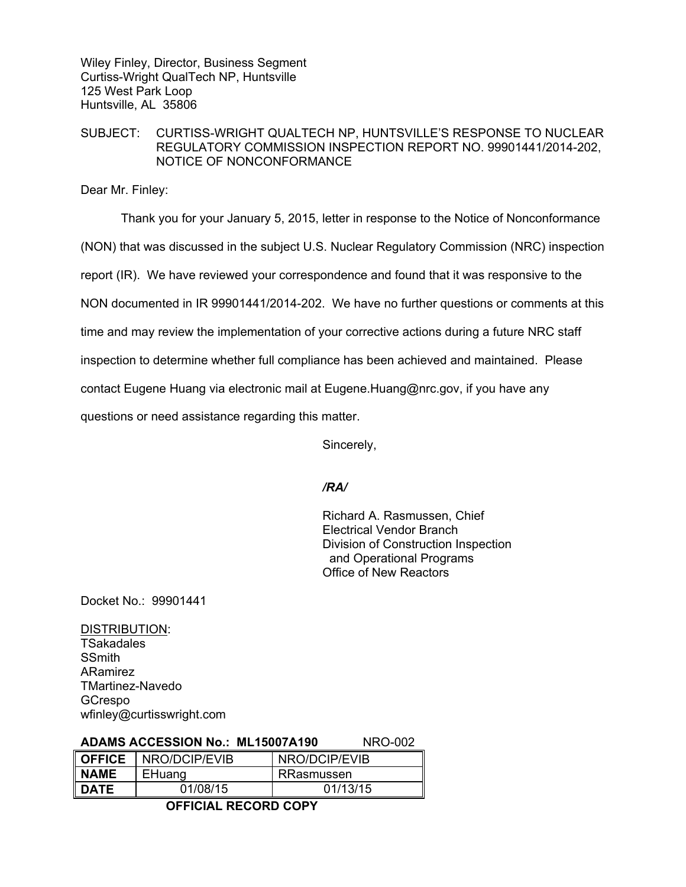Wiley Finley, Director, Business Segment
Curtiss-Wright QualTech NP, Huntsville
125 West Park Loop
Huntsville, AL 35806

SUBJECT: CURTISS-WRIGHT QUALTECH NP, HUNTSVILLE'S RESPONSE TO NUCLEAR REGULATORY COMMISSION INSPECTION REPORT NO. 99901441/2014-202, NOTICE OF NONCONFORMANCE

Dear Mr. Finley:

Thank you for your January 5, 2015, letter in response to the Notice of Nonconformance (NON) that was discussed in the subject U.S. Nuclear Regulatory Commission (NRC) inspection report (IR). We have reviewed your correspondence and found that it was responsive to the NON documented in IR 99901441/2014-202. We have no further questions or comments at this time and may review the implementation of your corrective actions during a future NRC staff inspection to determine whether full compliance has been achieved and maintained. Please contact Eugene Huang via electronic mail at Eugene.Huang@nrc.gov, if you have any questions or need assistance regarding this matter.

Sincerely,

*/RA/*

Richard A. Rasmussen, Chief
Electrical Vendor Branch
Division of Construction Inspection
and Operational Programs
Office of New Reactors

Docket No.: 99901441

DISTRIBUTION:
TSakadales
SSmith
ARamirez
TMartinez-Navedo
GCrespo
wfinley@curtisswright.com

**ADAMS ACCESSION No.: ML15007A190** NRO-002

| **OFFICE** | NRO/DCIP/EVIB | NRO/DCIP/EVIB |
|---|---|---|
| **NAME** | EHuang | RRasmussen |
| **DATE** | 01/08/15 | 01/13/15 |

**OFFICIAL RECORD COPY**